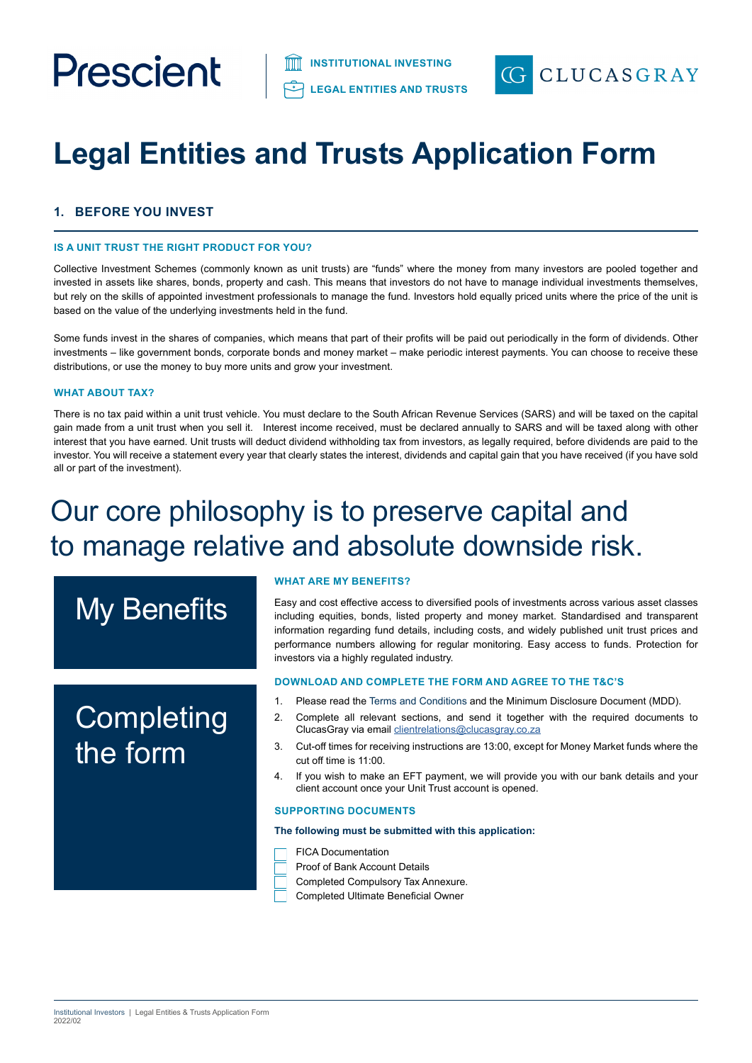Prescient

INSTITUTIONAL INVESTING

LEGAL ENTITIES AND TRUSTS

CLUCASGRAY

# Legal Entities and Trusts Application Form

## 1. BEFORE YOU INVEST

### IS A UNIT TRUST THE RIGHT PRODUCT FOR YOU?

Collective Investment Schemes (commonly known as unit trusts) are "funds" where the money from many investors are pooled together and invested in assets like shares, bonds, property and cash. This means that investors do not have to manage individual investments themselves, but rely on the skills of appointed investment professionals to manage the fund. Investors hold equally priced units where the price of the unit is based on the value of the underlying investments held in the fund.

Some funds invest in the shares of companies, which means that part of their profits will be paid out periodically in the form of dividends. Other investments – like government bonds, corporate bonds and money market – make periodic interest payments. You can choose to receive these distributions, or use the money to buy more units and grow your investment.

### WHAT ABOUT TAX?

There is no tax paid within a unit trust vehicle. You must declare to the South African Revenue Services (SARS) and will be taxed on the capital gain made from a unit trust when you sell it. Interest income received, must be declared annually to SARS and will be taxed along with other interest that you have earned. Unit trusts will deduct dividend withholding tax from investors, as legally required, before dividends are paid to the investor. You will receive a statement every year that clearly states the interest, dividends and capital gain that you have received (if you have sold all or part of the investment).

Our core philosophy is to preserve capital and to manage relative and absolute downside risk.

## My Benefits

### WHAT ARE MY BENEFITS?

Easy and cost effective access to diversified pools of investments across various asset classes including equities, bonds, listed property and money market. Standardised and transparent information regarding fund details, including costs, and widely published unit trust prices and performance numbers allowing for regular monitoring. Easy access to funds. Protection for investors via a highly regulated industry.

## Completing the form

### DOWNLOAD AND COMPLETE THE FORM AND AGREE TO THE T&C'S

1. Please read the Terms and Conditions and the Minimum Disclosure Document (MDD).
2. Complete all relevant sections, and send it together with the required documents to ClucasGray via email clientrelations@clucasgray.co.za
3. Cut-off times for receiving instructions are 13:00, except for Money Market funds where the cut off time is 11:00.
4. If you wish to make an EFT payment, we will provide you with our bank details and your client account once your Unit Trust account is opened.

### SUPPORTING DOCUMENTS

**The following must be submitted with this application:**

- [ ] FICA Documentation
- [ ] Proof of Bank Account Details
- [ ] Completed Compulsory Tax Annexure.
- [ ] Completed Ultimate Beneficial Owner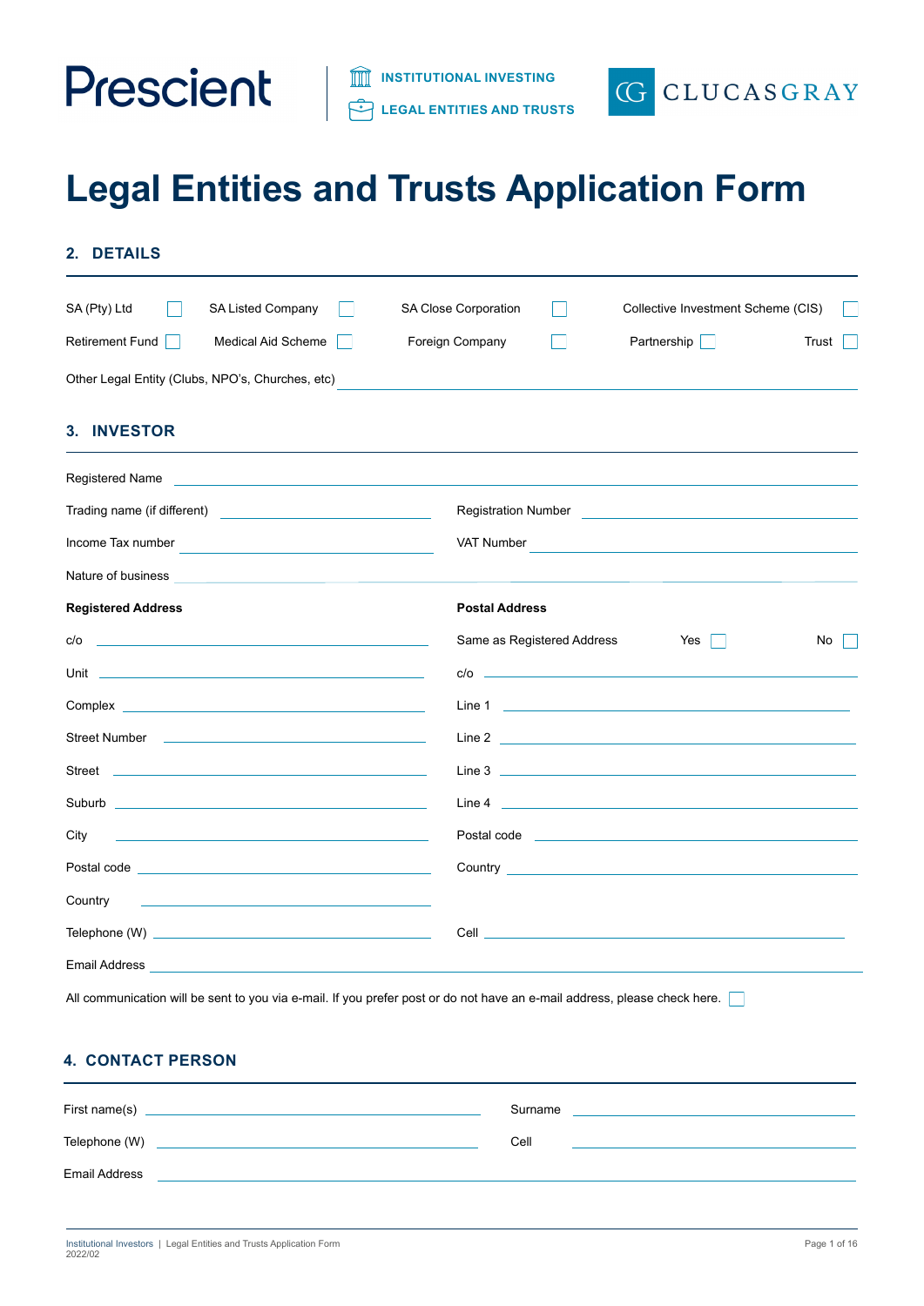Prescient | INSTITUTIONAL INVESTING | LEGAL ENTITIES AND TRUSTS | CLUCASGRAY

# Legal Entities and Trusts Application Form

## 2. DETAILS

SA (Pty) Ltd ☐ SA Listed Company ☐ SA Close Corporation ☐ Collective Investment Scheme (CIS) ☐

Retirement Fund ☐ Medical Aid Scheme ☐ Foreign Company ☐ Partnership ☐ Trust ☐

Other Legal Entity (Clubs, NPO's, Churches, etc) ______________________

## 3. INVESTOR

Registered Name ______________________

Trading name (if different) ______________________ Registration Number ______________________

Income Tax number ______________________ VAT Number ______________________

Nature of business ______________________

| **Registered Address** | **Postal Address** |
|---|---|
| c/o ______________________ | Same as Registered Address Yes ☐ No ☐ |
| Unit ______________________ | c/o ______________________ |
| Complex ______________________ | Line 1 ______________________ |
| Street Number ______________________ | Line 2 ______________________ |
| Street ______________________ | Line 3 ______________________ |
| Suburb ______________________ | Line 4 ______________________ |
| City ______________________ | Postal code ______________________ |
| Postal code ______________________ | Country ______________________ |
| Country ______________________ | |

Telephone (W) ______________________ Cell ______________________

Email Address ______________________

All communication will be sent to you via e-mail. If you prefer post or do not have an e-mail address, please check here. ☐

## 4. CONTACT PERSON

First name(s) ______________________ Surname ______________________

Telephone (W) ______________________ Cell ______________________

Email Address ______________________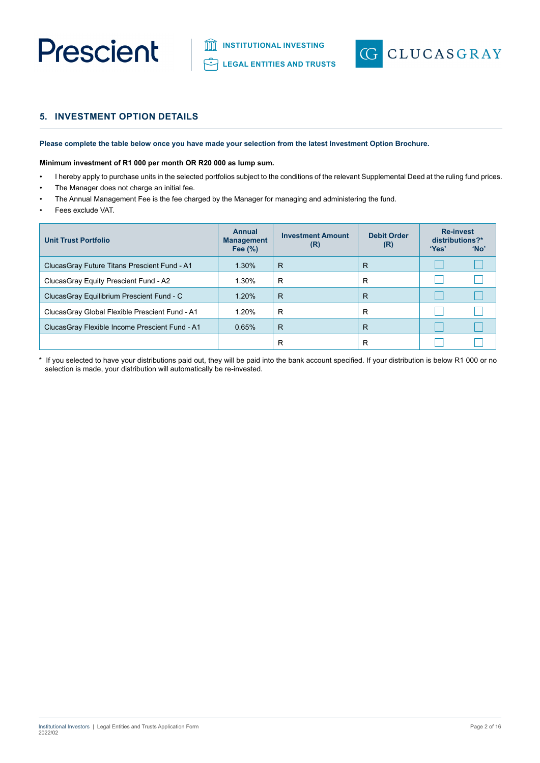## 5. INVESTMENT OPTION DETAILS

**Please complete the table below once you have made your selection from the latest Investment Option Brochure.**

**Minimum investment of R1 000 per month OR R20 000 as lump sum.**

- I hereby apply to purchase units in the selected portfolios subject to the conditions of the relevant Supplemental Deed at the ruling fund prices.
- The Manager does not charge an initial fee.
- The Annual Management Fee is the fee charged by the Manager for managing and administering the fund.
- Fees exclude VAT.

| Unit Trust Portfolio | Annual Management Fee (%) | Investment Amount (R) | Debit Order (R) | Re-invest distributions?* 'Yes' | 'No' |
|---|---|---|---|---|---|
| ClucasGray Future Titans Prescient Fund - A1 | 1.30% | R | R | ☐ | ☐ |
| ClucasGray Equity Prescient Fund - A2 | 1.30% | R | R | ☐ | ☐ |
| ClucasGray Equilibrium Prescient Fund - C | 1.20% | R | R | ☐ | ☐ |
| ClucasGray Global Flexible Prescient Fund - A1 | 1.20% | R | R | ☐ | ☐ |
| ClucasGray Flexible Income Prescient Fund - A1 | 0.65% | R | R | ☐ | ☐ |
| | | R | R | ☐ | ☐ |

\* If you selected to have your distributions paid out, they will be paid into the bank account specified. If your distribution is below R1 000 or no selection is made, your distribution will automatically be re-invested.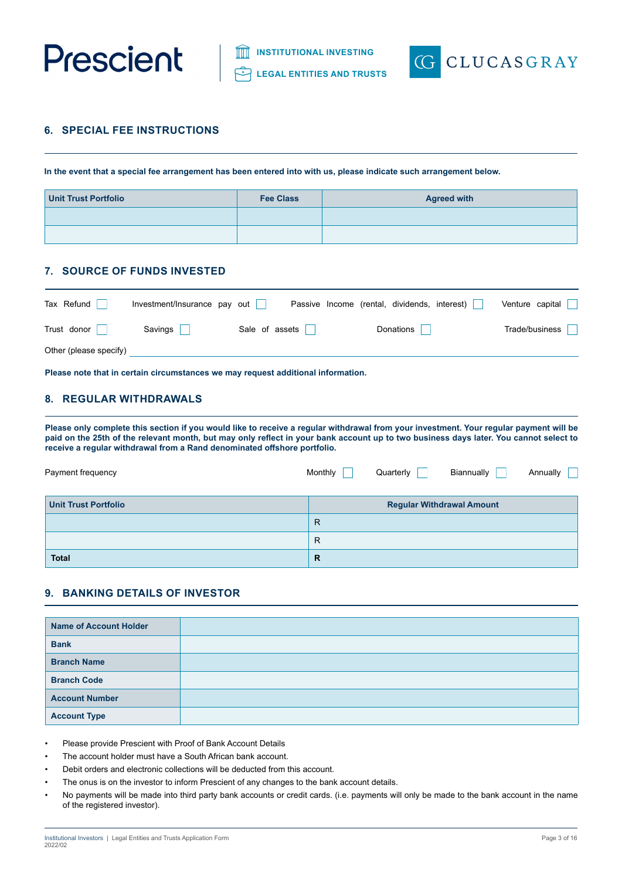## 6. SPECIAL FEE INSTRUCTIONS

**In the event that a special fee arrangement has been entered into with us, please indicate such arrangement below.**

| Unit Trust Portfolio | Fee Class | Agreed with |
|---|---|---|
| | | |
| | | |

## 7. SOURCE OF FUNDS INVESTED

Tax Refund ☐ Investment/Insurance pay out ☐ Passive Income (rental, dividends, interest) ☐ Venture capital ☐

Trust donor ☐ Savings ☐ Sale of assets ☐ Donations ☐ Trade/business ☐

Other (please specify) ____________________

**Please note that in certain circumstances we may request additional information.**

## 8. REGULAR WITHDRAWALS

**Please only complete this section if you would like to receive a regular withdrawal from your investment. Your regular payment will be paid on the 25th of the relevant month, but may only reflect in your bank account up to two business days later. You cannot select to receive a regular withdrawal from a Rand denominated offshore portfolio.**

Payment frequency Monthly ☐ Quarterly ☐ Biannually ☐ Annually ☐

| Unit Trust Portfolio | Regular Withdrawal Amount |
|---|---|
| | R |
| | R |
| **Total** | **R** |

## 9. BANKING DETAILS OF INVESTOR

| | |
|---|---|
| **Name of Account Holder** | |
| **Bank** | |
| **Branch Name** | |
| **Branch Code** | |
| **Account Number** | |
| **Account Type** | |

- Please provide Prescient with Proof of Bank Account Details
- The account holder must have a South African bank account.
- Debit orders and electronic collections will be deducted from this account.
- The onus is on the investor to inform Prescient of any changes to the bank account details.
- No payments will be made into third party bank accounts or credit cards. (i.e. payments will only be made to the bank account in the name of the registered investor).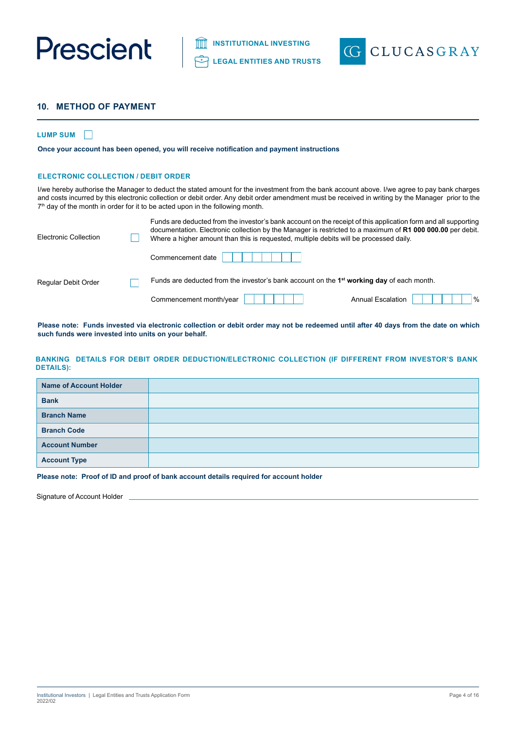## 10. METHOD OF PAYMENT

**LUMP SUM** ☐

**Once your account has been opened, you will receive notification and payment instructions**

### ELECTRONIC COLLECTION / DEBIT ORDER

I/we hereby authorise the Manager to deduct the stated amount for the investment from the bank account above. I/we agree to pay bank charges and costs incurred by this electronic collection or debit order. Any debit order amendment must be received in writing by the Manager prior to the 7th day of the month in order for it to be acted upon in the following month.

Electronic Collection ☐

Funds are deducted from the investor's bank account on the receipt of this application form and all supporting documentation. Electronic collection by the Manager is restricted to a maximum of **R1 000 000.00** per debit. Where a higher amount than this is requested, multiple debits will be processed daily.

Commencement date ☐☐☐☐☐☐☐☐

Regular Debit Order ☐

Funds are deducted from the investor's bank account on the 1st **working day** of each month.

Commencement month/year ☐☐☐☐☐☐  Annual Escalation ☐☐☐☐☐☐ %

**Please note: Funds invested via electronic collection or debit order may not be redeemed until after 40 days from the date on which such funds were invested into units on your behalf.**

### BANKING DETAILS FOR DEBIT ORDER DEDUCTION/ELECTRONIC COLLECTION (IF DIFFERENT FROM INVESTOR'S BANK DETAILS):

| | |
|---|---|
| **Name of Account Holder** | |
| **Bank** | |
| **Branch Name** | |
| **Branch Code** | |
| **Account Number** | |
| **Account Type** | |

**Please note: Proof of ID and proof of bank account details required for account holder**

Signature of Account Holder ______________________________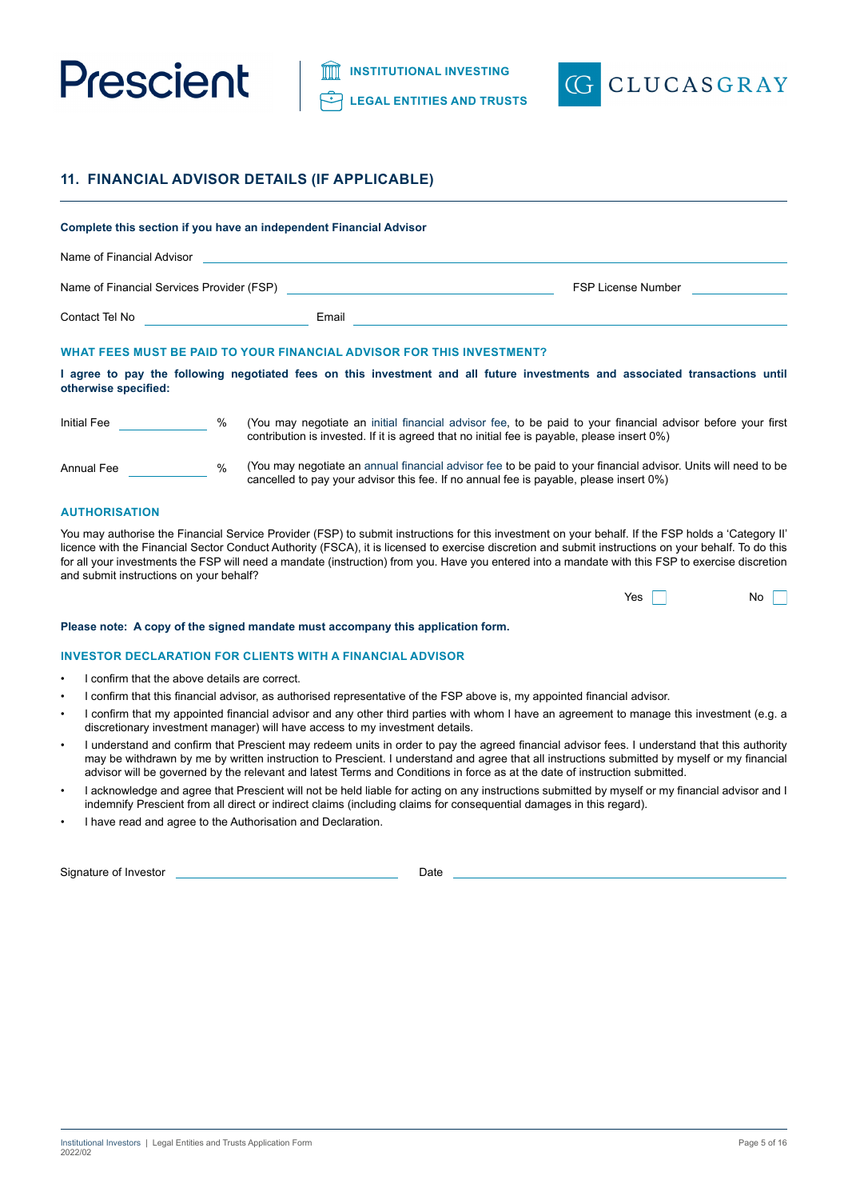## 11. FINANCIAL ADVISOR DETAILS (IF APPLICABLE)

**Complete this section if you have an independent Financial Advisor**

Name of Financial Advisor ______________________________

Name of Financial Services Provider (FSP) ______________________ FSP License Number ____________

Contact Tel No ______________ Email ______________________

### WHAT FEES MUST BE PAID TO YOUR FINANCIAL ADVISOR FOR THIS INVESTMENT?

**I agree to pay the following negotiated fees on this investment and all future investments and associated transactions until otherwise specified:**

Initial Fee __________ % (You may negotiate an initial financial advisor fee, to be paid to your financial advisor before your first contribution is invested. If it is agreed that no initial fee is payable, please insert 0%)

Annual Fee __________ % (You may negotiate an annual financial advisor fee to be paid to your financial advisor. Units will need to be cancelled to pay your advisor this fee. If no annual fee is payable, please insert 0%)

### AUTHORISATION

You may authorise the Financial Service Provider (FSP) to submit instructions for this investment on your behalf. If the FSP holds a 'Category II' licence with the Financial Sector Conduct Authority (FSCA), it is licensed to exercise discretion and submit instructions on your behalf. To do this for all your investments the FSP will need a mandate (instruction) from you. Have you entered into a mandate with this FSP to exercise discretion and submit instructions on your behalf?

Yes ☐ No ☐

**Please note: A copy of the signed mandate must accompany this application form.**

### INVESTOR DECLARATION FOR CLIENTS WITH A FINANCIAL ADVISOR

- I confirm that the above details are correct.
- I confirm that this financial advisor, as authorised representative of the FSP above is, my appointed financial advisor.
- I confirm that my appointed financial advisor and any other third parties with whom I have an agreement to manage this investment (e.g. a discretionary investment manager) will have access to my investment details.
- I understand and confirm that Prescient may redeem units in order to pay the agreed financial advisor fees. I understand that this authority may be withdrawn by me by written instruction to Prescient. I understand and agree that all instructions submitted by myself or my financial advisor will be governed by the relevant and latest Terms and Conditions in force as at the date of instruction submitted.
- I acknowledge and agree that Prescient will not be held liable for acting on any instructions submitted by myself or my financial advisor and I indemnify Prescient from all direct or indirect claims (including claims for consequential damages in this regard).
- I have read and agree to the Authorisation and Declaration.

Signature of Investor ______________________ Date ______________________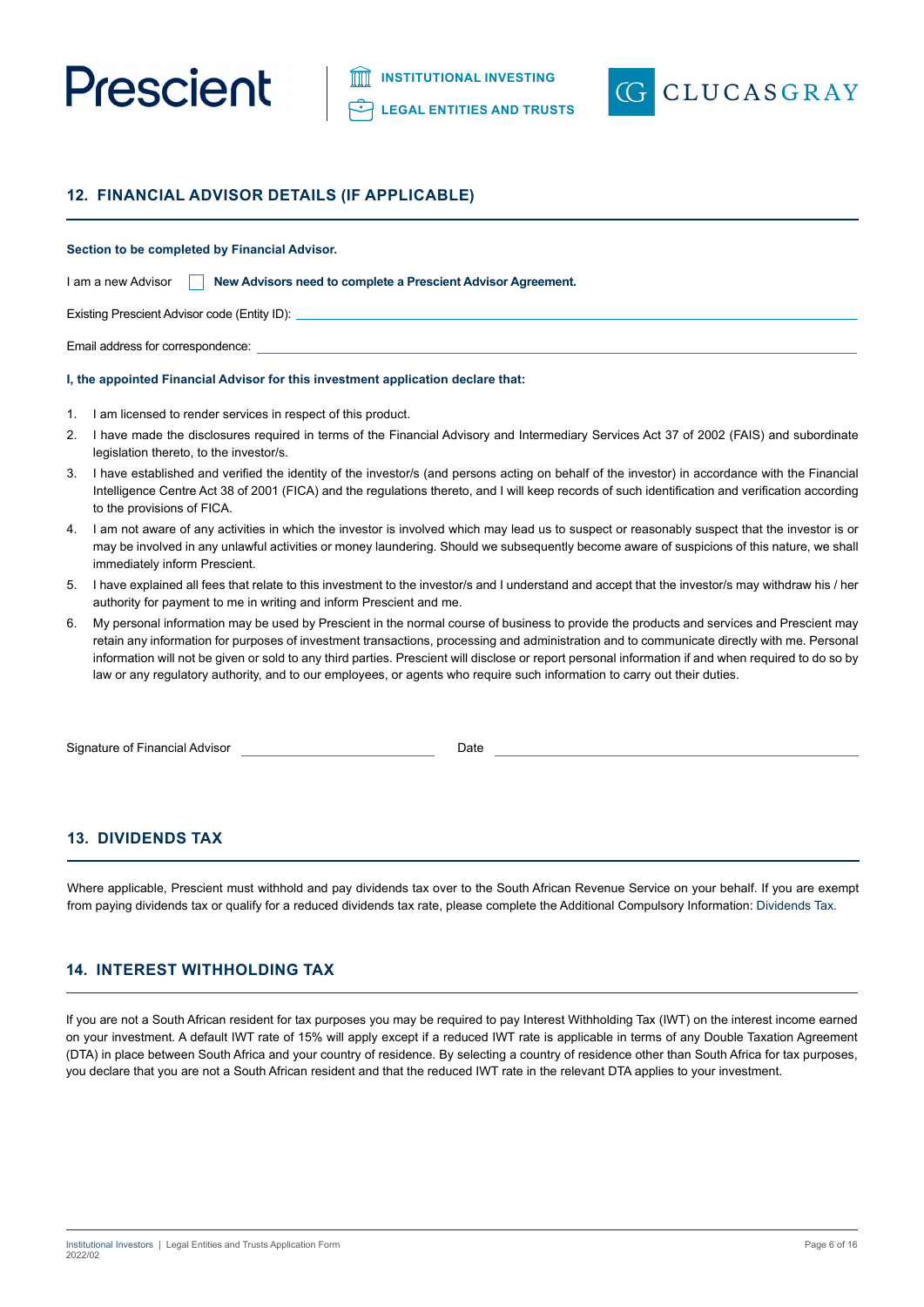## 12. FINANCIAL ADVISOR DETAILS (IF APPLICABLE)

**Section to be completed by Financial Advisor.**

I am a new Advisor ☐ **New Advisors need to complete a Prescient Advisor Agreement.**

Existing Prescient Advisor code (Entity ID): ____________________

Email address for correspondence: ____________________

**I, the appointed Financial Advisor for this investment application declare that:**

1. I am licensed to render services in respect of this product.
2. I have made the disclosures required in terms of the Financial Advisory and Intermediary Services Act 37 of 2002 (FAIS) and subordinate legislation thereto, to the investor/s.
3. I have established and verified the identity of the investor/s (and persons acting on behalf of the investor) in accordance with the Financial Intelligence Centre Act 38 of 2001 (FICA) and the regulations thereto, and I will keep records of such identification and verification according to the provisions of FICA.
4. I am not aware of any activities in which the investor is involved which may lead us to suspect or reasonably suspect that the investor is or may be involved in any unlawful activities or money laundering. Should we subsequently become aware of suspicions of this nature, we shall immediately inform Prescient.
5. I have explained all fees that relate to this investment to the investor/s and I understand and accept that the investor/s may withdraw his / her authority for payment to me in writing and inform Prescient and me.
6. My personal information may be used by Prescient in the normal course of business to provide the products and services and Prescient may retain any information for purposes of investment transactions, processing and administration and to communicate directly with me. Personal information will not be given or sold to any third parties. Prescient will disclose or report personal information if and when required to do so by law or any regulatory authority, and to our employees, or agents who require such information to carry out their duties.

Signature of Financial Advisor ____________________ Date ____________________

## 13. DIVIDENDS TAX

Where applicable, Prescient must withhold and pay dividends tax over to the South African Revenue Service on your behalf. If you are exempt from paying dividends tax or qualify for a reduced dividends tax rate, please complete the Additional Compulsory Information: Dividends Tax.

## 14. INTEREST WITHHOLDING TAX

If you are not a South African resident for tax purposes you may be required to pay Interest Withholding Tax (IWT) on the interest income earned on your investment. A default IWT rate of 15% will apply except if a reduced IWT rate is applicable in terms of any Double Taxation Agreement (DTA) in place between South Africa and your country of residence. By selecting a country of residence other than South Africa for tax purposes, you declare that you are not a South African resident and that the reduced IWT rate in the relevant DTA applies to your investment.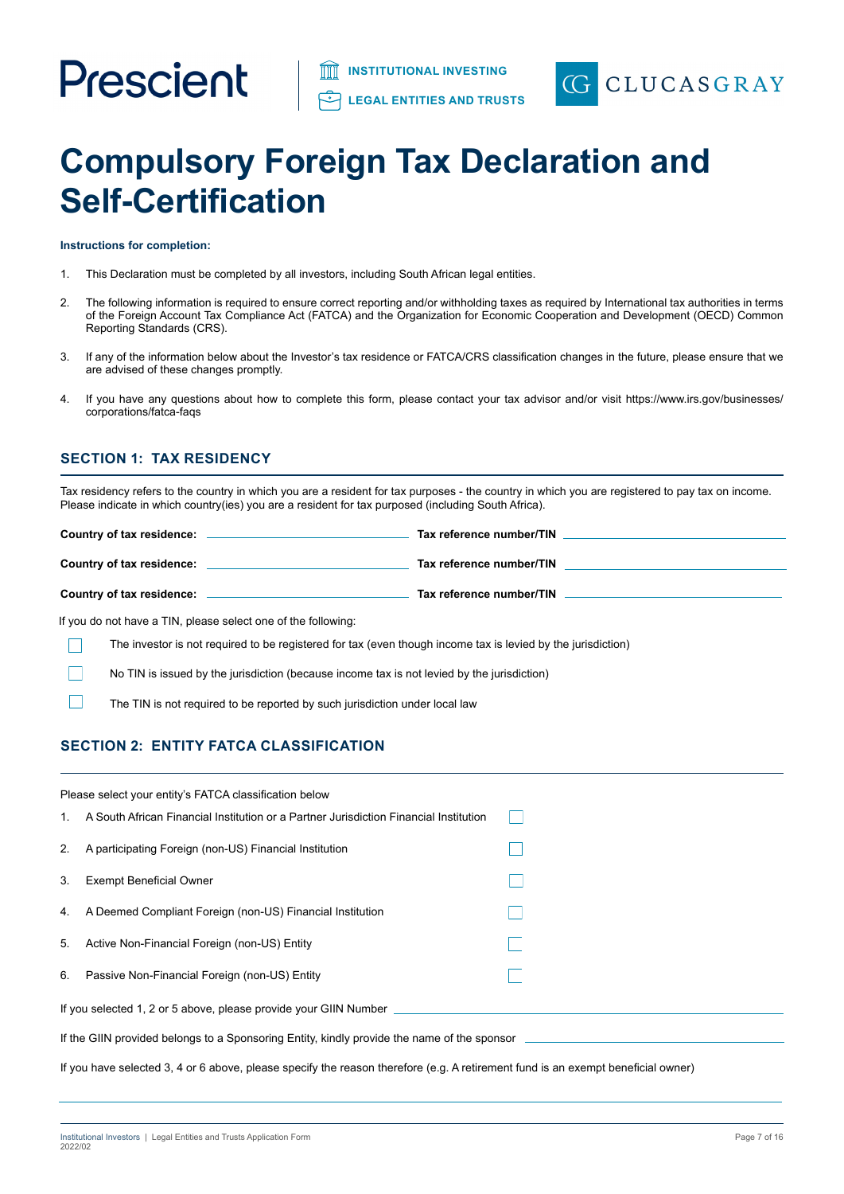Prescient | INSTITUTIONAL INVESTING | LEGAL ENTITIES AND TRUSTS | CLUCASGRAY

# Compulsory Foreign Tax Declaration and Self-Certification

**Instructions for completion:**

1. This Declaration must be completed by all investors, including South African legal entities.
2. The following information is required to ensure correct reporting and/or withholding taxes as required by International tax authorities in terms of the Foreign Account Tax Compliance Act (FATCA) and the Organization for Economic Cooperation and Development (OECD) Common Reporting Standards (CRS).
3. If any of the information below about the Investor's tax residence or FATCA/CRS classification changes in the future, please ensure that we are advised of these changes promptly.
4. If you have any questions about how to complete this form, please contact your tax advisor and/or visit https://www.irs.gov/businesses/corporations/fatca-faqs

## SECTION 1: TAX RESIDENCY

Tax residency refers to the country in which you are a resident for tax purposes - the country in which you are registered to pay tax on income. Please indicate in which country(ies) you are a resident for tax purposed (including South Africa).

**Country of tax residence:** ____________________ **Tax reference number/TIN** ____________________

**Country of tax residence:** ____________________ **Tax reference number/TIN** ____________________

**Country of tax residence:** ____________________ **Tax reference number/TIN** ____________________

If you do not have a TIN, please select one of the following:

- ☐ The investor is not required to be registered for tax (even though income tax is levied by the jurisdiction)
- ☐ No TIN is issued by the jurisdiction (because income tax is not levied by the jurisdiction)
- ☐ The TIN is not required to be reported by such jurisdiction under local law

## SECTION 2: ENTITY FATCA CLASSIFICATION

Please select your entity's FATCA classification below

1. A South African Financial Institution or a Partner Jurisdiction Financial Institution ☐
2. A participating Foreign (non-US) Financial Institution ☐
3. Exempt Beneficial Owner ☐
4. A Deemed Compliant Foreign (non-US) Financial Institution ☐
5. Active Non-Financial Foreign (non-US) Entity ☐
6. Passive Non-Financial Foreign (non-US) Entity ☐

If you selected 1, 2 or 5 above, please provide your GIIN Number ____________________

If the GIIN provided belongs to a Sponsoring Entity, kindly provide the name of the sponsor ____________________

If you have selected 3, 4 or 6 above, please specify the reason therefore (e.g. A retirement fund is an exempt beneficial owner)

____________________________________________________________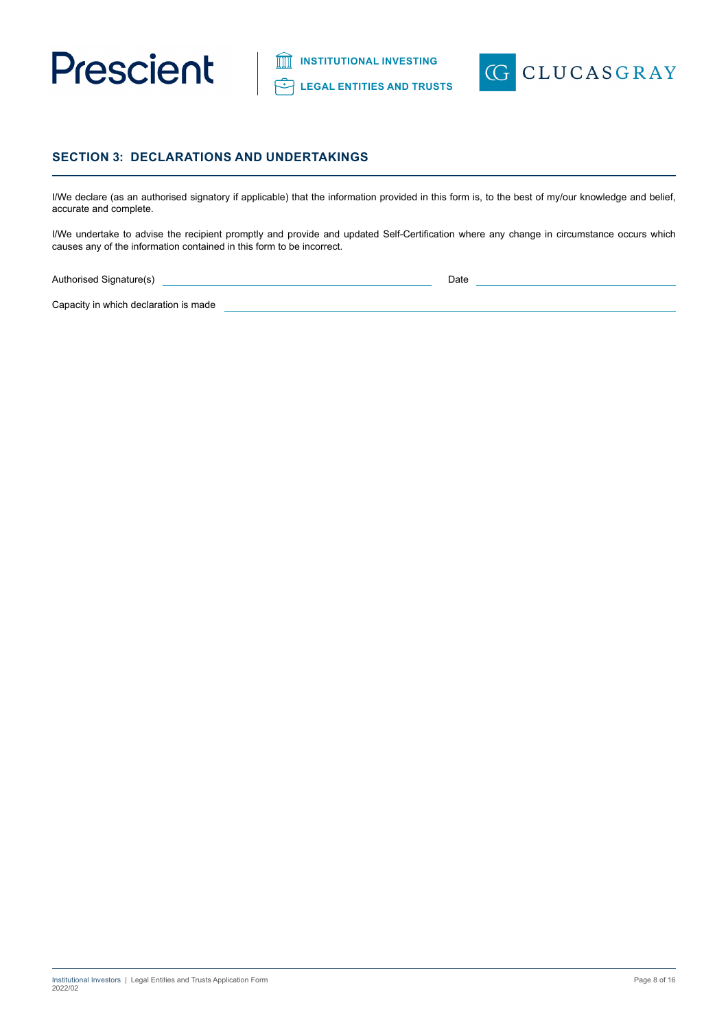## SECTION 3: DECLARATIONS AND UNDERTAKINGS

I/We declare (as an authorised signatory if applicable) that the information provided in this form is, to the best of my/our knowledge and belief, accurate and complete.

I/We undertake to advise the recipient promptly and provide and updated Self-Certification where any change in circumstance occurs which causes any of the information contained in this form to be incorrect.

Authorised Signature(s) ______________________________ Date ______________________

Capacity in which declaration is made ______________________________________________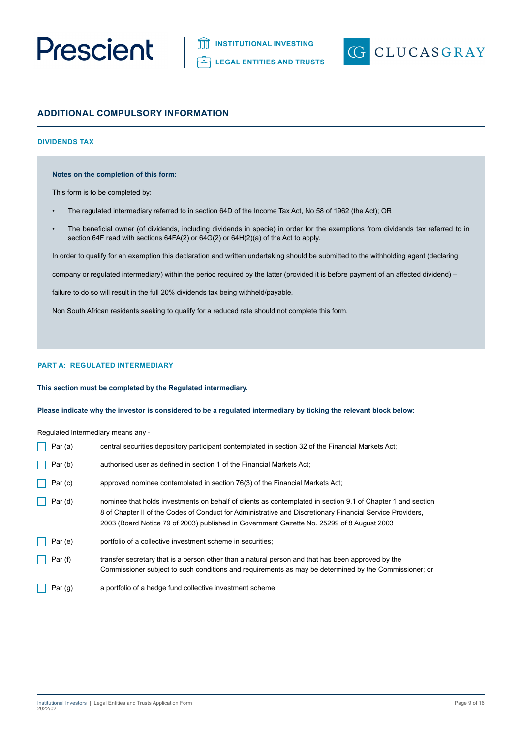## ADDITIONAL COMPULSORY INFORMATION

### DIVIDENDS TAX

**Notes on the completion of this form:**

This form is to be completed by:

- The regulated intermediary referred to in section 64D of the Income Tax Act, No 58 of 1962 (the Act); OR
- The beneficial owner (of dividends, including dividends in specie) in order for the exemptions from dividends tax referred to in section 64F read with sections 64FA(2) or 64G(2) or 64H(2)(a) of the Act to apply.

In order to qualify for an exemption this declaration and written undertaking should be submitted to the withholding agent (declaring company or regulated intermediary) within the period required by the latter (provided it is before payment of an affected dividend) – failure to do so will result in the full 20% dividends tax being withheld/payable.

Non South African residents seeking to qualify for a reduced rate should not complete this form.

### PART A: REGULATED INTERMEDIARY

**This section must be completed by the Regulated intermediary.**

**Please indicate why the investor is considered to be a regulated intermediary by ticking the relevant block below:**

Regulated intermediary means any -

- ☐ Par (a) central securities depository participant contemplated in section 32 of the Financial Markets Act;
- ☐ Par (b) authorised user as defined in section 1 of the Financial Markets Act;
- ☐ Par (c) approved nominee contemplated in section 76(3) of the Financial Markets Act;
- ☐ Par (d) nominee that holds investments on behalf of clients as contemplated in section 9.1 of Chapter 1 and section 8 of Chapter II of the Codes of Conduct for Administrative and Discretionary Financial Service Providers, 2003 (Board Notice 79 of 2003) published in Government Gazette No. 25299 of 8 August 2003
- ☐ Par (e) portfolio of a collective investment scheme in securities;
- ☐ Par (f) transfer secretary that is a person other than a natural person and that has been approved by the Commissioner subject to such conditions and requirements as may be determined by the Commissioner; or
- ☐ Par (g) a portfolio of a hedge fund collective investment scheme.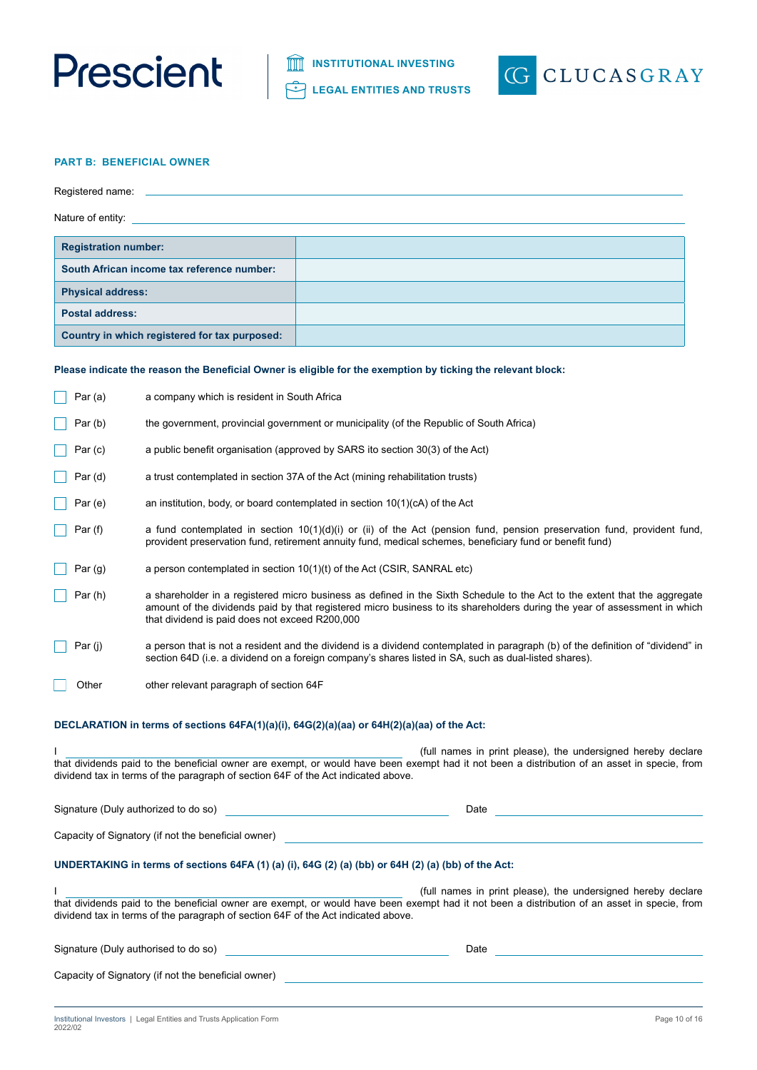## PART B: BENEFICIAL OWNER

Registered name: \_\_\_\_\_\_\_\_\_\_\_\_\_\_\_\_\_\_\_\_\_\_\_\_\_\_\_\_\_\_\_\_\_\_\_\_\_\_\_\_

Nature of entity: \_\_\_\_\_\_\_\_\_\_\_\_\_\_\_\_\_\_\_\_\_\_\_\_\_\_\_\_\_\_\_\_\_\_\_\_\_\_\_\_

| | |
|---|---|
| **Registration number:** | |
| **South African income tax reference number:** | |
| **Physical address:** | |
| **Postal address:** | |
| **Country in which registered for tax purposed:** | |

**Please indicate the reason the Beneficial Owner is eligible for the exemption by ticking the relevant block:**

- ☐ Par (a) — a company which is resident in South Africa
- ☐ Par (b) — the government, provincial government or municipality (of the Republic of South Africa)
- ☐ Par (c) — a public benefit organisation (approved by SARS ito section 30(3) of the Act)
- ☐ Par (d) — a trust contemplated in section 37A of the Act (mining rehabilitation trusts)
- ☐ Par (e) — an institution, body, or board contemplated in section 10(1)(cA) of the Act
- ☐ Par (f) — a fund contemplated in section 10(1)(d)(i) or (ii) of the Act (pension fund, pension preservation fund, provident fund, provident preservation fund, retirement annuity fund, medical schemes, beneficiary fund or benefit fund)
- ☐ Par (g) — a person contemplated in section 10(1)(t) of the Act (CSIR, SANRAL etc)
- ☐ Par (h) — a shareholder in a registered micro business as defined in the Sixth Schedule to the Act to the extent that the aggregate amount of the dividends paid by that registered micro business to its shareholders during the year of assessment in which that dividend is paid does not exceed R200,000
- ☐ Par (j) — a person that is not a resident and the dividend is a dividend contemplated in paragraph (b) of the definition of "dividend" in section 64D (i.e. a dividend on a foreign company's shares listed in SA, such as dual-listed shares).
- ☐ Other — other relevant paragraph of section 64F

**DECLARATION in terms of sections 64FA(1)(a)(i), 64G(2)(a)(aa) or 64H(2)(a)(aa) of the Act:**

I \_\_\_\_\_\_\_\_\_\_\_\_\_\_\_\_\_\_\_\_\_\_\_\_\_\_\_\_\_\_\_\_\_\_ (full names in print please), the undersigned hereby declare that dividends paid to the beneficial owner are exempt, or would have been exempt had it not been a distribution of an asset in specie, from dividend tax in terms of the paragraph of section 64F of the Act indicated above.

Signature (Duly authorized to do so) \_\_\_\_\_\_\_\_\_\_\_\_\_\_\_\_\_\_\_\_ Date \_\_\_\_\_\_\_\_\_\_\_\_\_\_\_\_\_\_\_\_

Capacity of Signatory (if not the beneficial owner) \_\_\_\_\_\_\_\_\_\_\_\_\_\_\_\_\_\_\_\_\_\_\_\_\_\_\_\_\_\_

**UNDERTAKING in terms of sections 64FA (1) (a) (i), 64G (2) (a) (bb) or 64H (2) (a) (bb) of the Act:**

I \_\_\_\_\_\_\_\_\_\_\_\_\_\_\_\_\_\_\_\_\_\_\_\_\_\_\_\_\_\_\_\_\_\_ (full names in print please), the undersigned hereby declare that dividends paid to the beneficial owner are exempt, or would have been exempt had it not been a distribution of an asset in specie, from dividend tax in terms of the paragraph of section 64F of the Act indicated above.

Signature (Duly authorised to do so) \_\_\_\_\_\_\_\_\_\_\_\_\_\_\_\_\_\_\_\_ Date \_\_\_\_\_\_\_\_\_\_\_\_\_\_\_\_\_\_\_\_

Capacity of Signatory (if not the beneficial owner) \_\_\_\_\_\_\_\_\_\_\_\_\_\_\_\_\_\_\_\_\_\_\_\_\_\_\_\_\_\_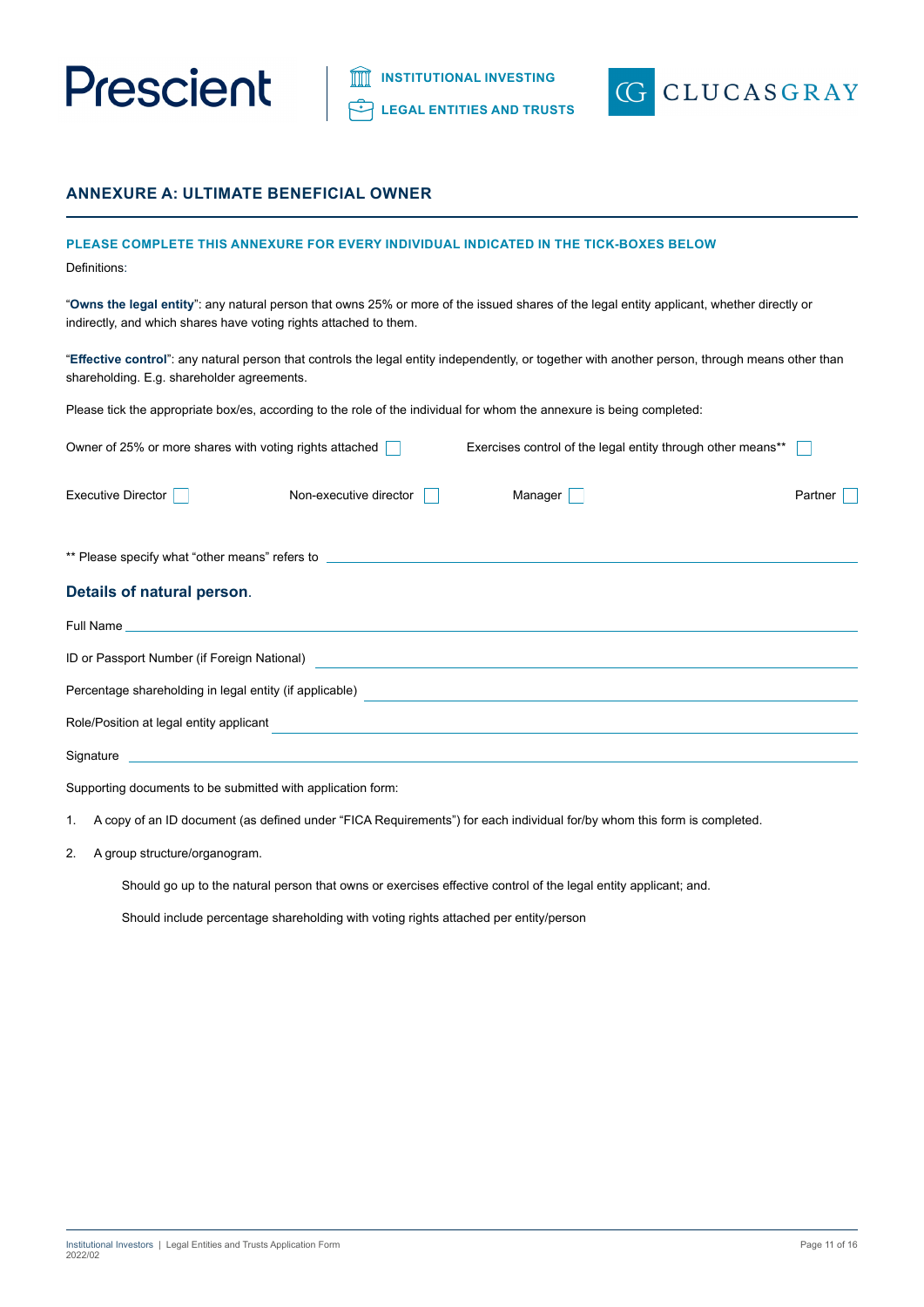## ANNEXURE A: ULTIMATE BENEFICIAL OWNER

**PLEASE COMPLETE THIS ANNEXURE FOR EVERY INDIVIDUAL INDICATED IN THE TICK-BOXES BELOW**

Definitions:

"**Owns the legal entity**": any natural person that owns 25% or more of the issued shares of the legal entity applicant, whether directly or indirectly, and which shares have voting rights attached to them.

"**Effective control**": any natural person that controls the legal entity independently, or together with another person, through means other than shareholding. E.g. shareholder agreements.

Please tick the appropriate box/es, according to the role of the individual for whom the annexure is being completed:

Owner of 25% or more shares with voting rights attached ☐ Exercises control of the legal entity through other means** ☐

Executive Director ☐ Non-executive director ☐ Manager ☐ Partner ☐

** Please specify what "other means" refers to \_\_\_\_\_\_\_\_\_\_\_\_\_\_\_\_\_\_\_\_\_\_\_\_\_\_\_\_\_\_\_\_\_\_\_\_\_\_\_\_

### Details of natural person.

Full Name \_\_\_\_\_\_\_\_\_\_\_\_\_\_\_\_\_\_\_\_\_\_\_\_\_\_\_\_\_\_\_\_\_\_\_\_\_\_\_\_

ID or Passport Number (if Foreign National) \_\_\_\_\_\_\_\_\_\_\_\_\_\_\_\_\_\_\_\_\_\_\_\_\_\_\_\_\_\_\_\_\_\_\_\_\_\_\_\_

Percentage shareholding in legal entity (if applicable) \_\_\_\_\_\_\_\_\_\_\_\_\_\_\_\_\_\_\_\_\_\_\_\_\_\_\_\_\_\_\_\_\_\_\_\_\_\_\_\_

Role/Position at legal entity applicant \_\_\_\_\_\_\_\_\_\_\_\_\_\_\_\_\_\_\_\_\_\_\_\_\_\_\_\_\_\_\_\_\_\_\_\_\_\_\_\_

Signature \_\_\_\_\_\_\_\_\_\_\_\_\_\_\_\_\_\_\_\_\_\_\_\_\_\_\_\_\_\_\_\_\_\_\_\_\_\_\_\_

Supporting documents to be submitted with application form:

1. A copy of an ID document (as defined under "FICA Requirements") for each individual for/by whom this form is completed.
2. A group structure/organogram.

   Should go up to the natural person that owns or exercises effective control of the legal entity applicant; and.

   Should include percentage shareholding with voting rights attached per entity/person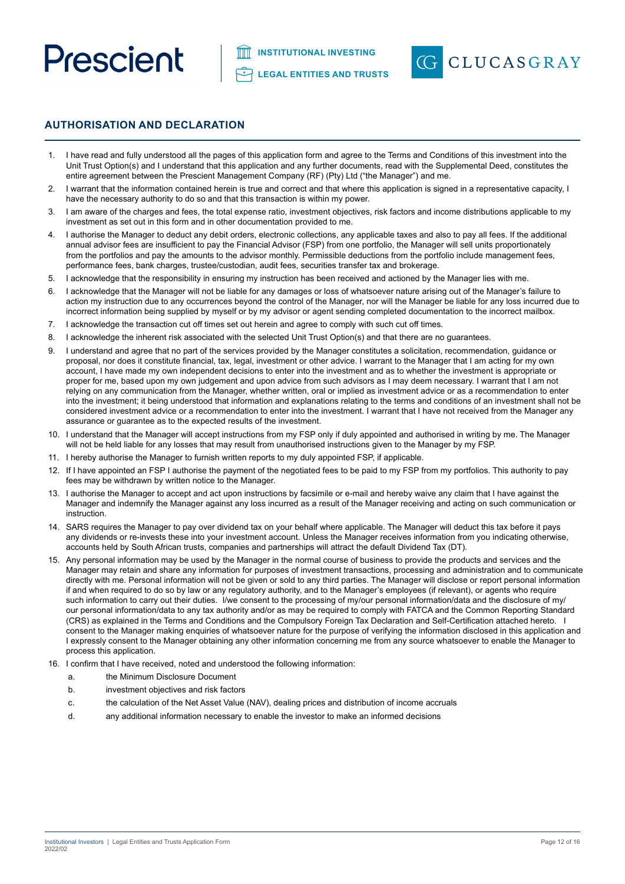## AUTHORISATION AND DECLARATION

1. I have read and fully understood all the pages of this application form and agree to the Terms and Conditions of this investment into the Unit Trust Option(s) and I understand that this application and any further documents, read with the Supplemental Deed, constitutes the entire agreement between the Prescient Management Company (RF) (Pty) Ltd ("the Manager") and me.
2. I warrant that the information contained herein is true and correct and that where this application is signed in a representative capacity, I have the necessary authority to do so and that this transaction is within my power.
3. I am aware of the charges and fees, the total expense ratio, investment objectives, risk factors and income distributions applicable to my investment as set out in this form and in other documentation provided to me.
4. I authorise the Manager to deduct any debit orders, electronic collections, any applicable taxes and also to pay all fees. If the additional annual advisor fees are insufficient to pay the Financial Advisor (FSP) from one portfolio, the Manager will sell units proportionately from the portfolios and pay the amounts to the advisor monthly. Permissible deductions from the portfolio include management fees, performance fees, bank charges, trustee/custodian, audit fees, securities transfer tax and brokerage.
5. I acknowledge that the responsibility in ensuring my instruction has been received and actioned by the Manager lies with me.
6. I acknowledge that the Manager will not be liable for any damages or loss of whatsoever nature arising out of the Manager's failure to action my instruction due to any occurrences beyond the control of the Manager, nor will the Manager be liable for any loss incurred due to incorrect information being supplied by myself or by my advisor or agent sending completed documentation to the incorrect mailbox.
7. I acknowledge the transaction cut off times set out herein and agree to comply with such cut off times.
8. I acknowledge the inherent risk associated with the selected Unit Trust Option(s) and that there are no guarantees.
9. I understand and agree that no part of the services provided by the Manager constitutes a solicitation, recommendation, guidance or proposal, nor does it constitute financial, tax, legal, investment or other advice. I warrant to the Manager that I am acting for my own account, I have made my own independent decisions to enter into the investment and as to whether the investment is appropriate or proper for me, based upon my own judgement and upon advice from such advisors as I may deem necessary. I warrant that I am not relying on any communication from the Manager, whether written, oral or implied as investment advice or as a recommendation to enter into the investment; it being understood that information and explanations relating to the terms and conditions of an investment shall not be considered investment advice or a recommendation to enter into the investment. I warrant that I have not received from the Manager any assurance or guarantee as to the expected results of the investment.
10. I understand that the Manager will accept instructions from my FSP only if duly appointed and authorised in writing by me. The Manager will not be held liable for any losses that may result from unauthorised instructions given to the Manager by my FSP.
11. I hereby authorise the Manager to furnish written reports to my duly appointed FSP, if applicable.
12. If I have appointed an FSP I authorise the payment of the negotiated fees to be paid to my FSP from my portfolios. This authority to pay fees may be withdrawn by written notice to the Manager.
13. I authorise the Manager to accept and act upon instructions by facsimile or e-mail and hereby waive any claim that I have against the Manager and indemnify the Manager against any loss incurred as a result of the Manager receiving and acting on such communication or instruction.
14. SARS requires the Manager to pay over dividend tax on your behalf where applicable. The Manager will deduct this tax before it pays any dividends or re-invests these into your investment account. Unless the Manager receives information from you indicating otherwise, accounts held by South African trusts, companies and partnerships will attract the default Dividend Tax (DT).
15. Any personal information may be used by the Manager in the normal course of business to provide the products and services and the Manager may retain and share any information for purposes of investment transactions, processing and administration and to communicate directly with me. Personal information will not be given or sold to any third parties. The Manager will disclose or report personal information if and when required to do so by law or any regulatory authority, and to the Manager's employees (if relevant), or agents who require such information to carry out their duties. I/we consent to the processing of my/our personal information/data and the disclosure of my/our personal information/data to any tax authority and/or as may be required to comply with FATCA and the Common Reporting Standard (CRS) as explained in the Terms and Conditions and the Compulsory Foreign Tax Declaration and Self-Certification attached hereto. I consent to the Manager making enquiries of whatsoever nature for the purpose of verifying the information disclosed in this application and I expressly consent to the Manager obtaining any other information concerning me from any source whatsoever to enable the Manager to process this application.
16. I confirm that I have received, noted and understood the following information:
    a. the Minimum Disclosure Document
    b. investment objectives and risk factors
    c. the calculation of the Net Asset Value (NAV), dealing prices and distribution of income accruals
    d. any additional information necessary to enable the investor to make an informed decisions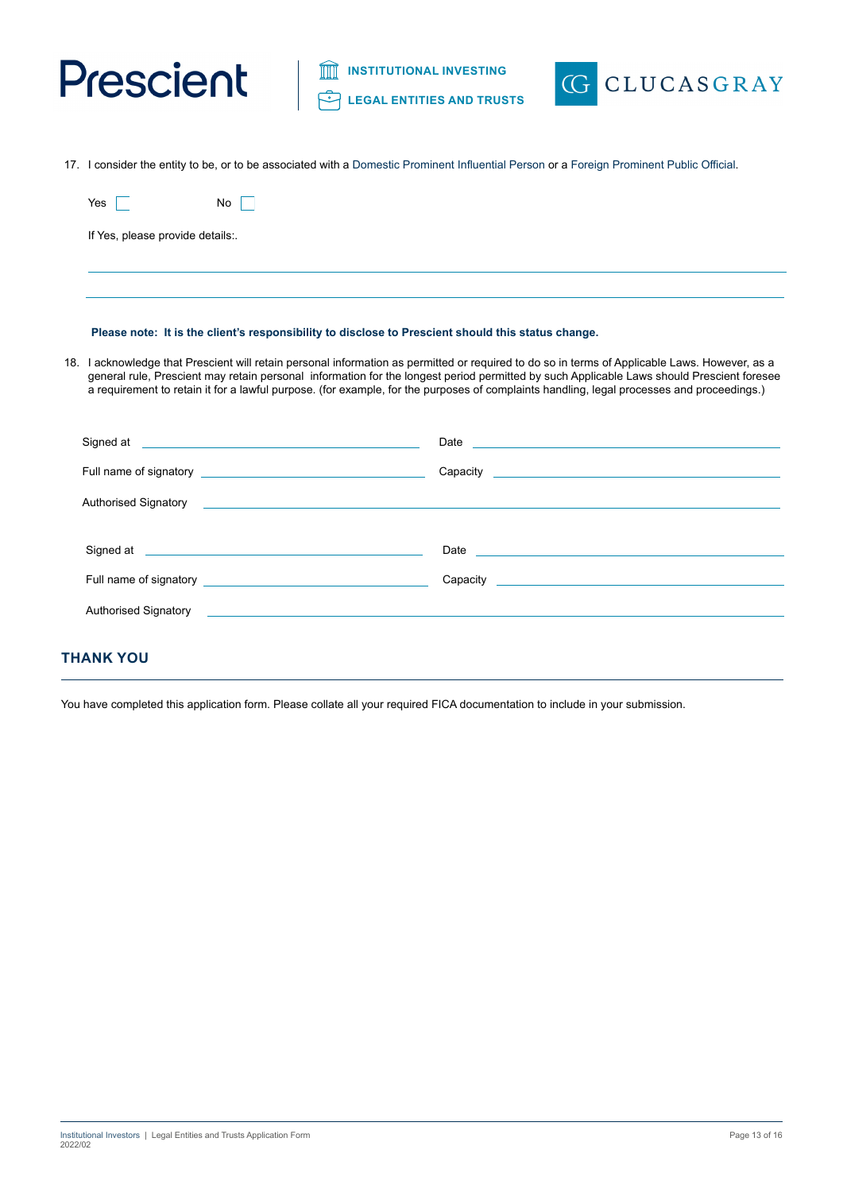17. I consider the entity to be, or to be associated with a Domestic Prominent Influential Person or a Foreign Prominent Public Official.

Yes ☐ No ☐

If Yes, please provide details:.

______________________________________________________________________

______________________________________________________________________

**Please note: It is the client's responsibility to disclose to Prescient should this status change.**

18. I acknowledge that Prescient will retain personal information as permitted or required to do so in terms of Applicable Laws. However, as a general rule, Prescient may retain personal information for the longest period permitted by such Applicable Laws should Prescient foresee a requirement to retain it for a lawful purpose. (for example, for the purposes of complaints handling, legal processes and proceedings.)

Signed at ______________________ Date ______________________

Full name of signatory ______________________ Capacity ______________________

Authorised Signatory ______________________________________________

Signed at ______________________ Date ______________________

Full name of signatory ______________________ Capacity ______________________

Authorised Signatory ______________________________________________

## THANK YOU

You have completed this application form. Please collate all your required FICA documentation to include in your submission.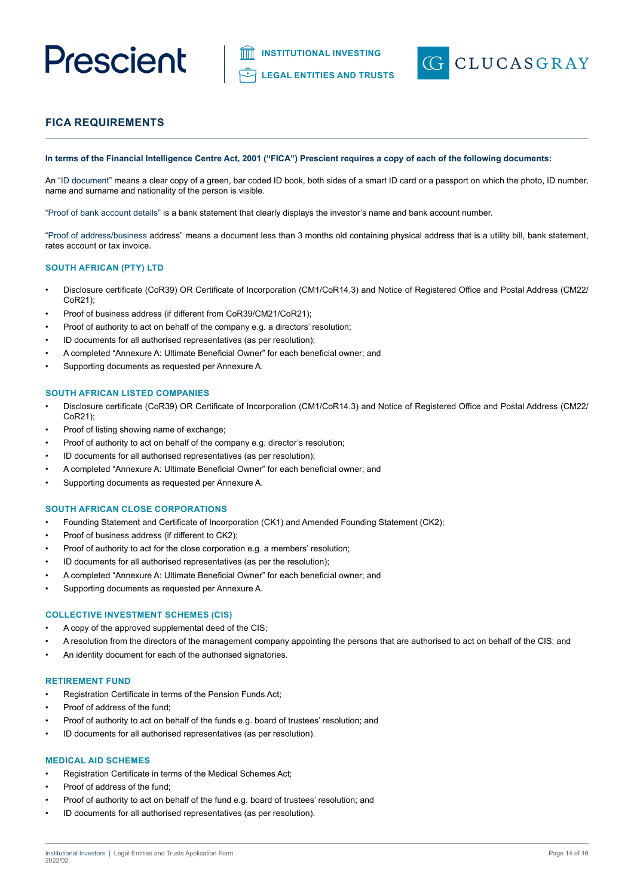## FICA REQUIREMENTS

**In terms of the Financial Intelligence Centre Act, 2001 ("FICA") Prescient requires a copy of each of the following documents:**

An "ID document" means a clear copy of a green, bar coded ID book, both sides of a smart ID card or a passport on which the photo, ID number, name and surname and nationality of the person is visible.

"Proof of bank account details" is a bank statement that clearly displays the investor's name and bank account number.

"Proof of address/business address" means a document less than 3 months old containing physical address that is a utility bill, bank statement, rates account or tax invoice.

### SOUTH AFRICAN (PTY) LTD

- Disclosure certificate (CoR39) OR Certificate of Incorporation (CM1/CoR14.3) and Notice of Registered Office and Postal Address (CM22/ CoR21);
- Proof of business address (if different from CoR39/CM21/CoR21);
- Proof of authority to act on behalf of the company e.g. a directors' resolution;
- ID documents for all authorised representatives (as per resolution);
- A completed "Annexure A: Ultimate Beneficial Owner" for each beneficial owner; and
- Supporting documents as requested per Annexure A.

### SOUTH AFRICAN LISTED COMPANIES

- Disclosure certificate (CoR39) OR Certificate of Incorporation (CM1/CoR14.3) and Notice of Registered Office and Postal Address (CM22/ CoR21);
- Proof of listing showing name of exchange;
- Proof of authority to act on behalf of the company e.g. director's resolution;
- ID documents for all authorised representatives (as per resolution);
- A completed "Annexure A: Ultimate Beneficial Owner" for each beneficial owner; and
- Supporting documents as requested per Annexure A.

### SOUTH AFRICAN CLOSE CORPORATIONS

- Founding Statement and Certificate of Incorporation (CK1) and Amended Founding Statement (CK2);
- Proof of business address (if different to CK2);
- Proof of authority to act for the close corporation e.g. a members' resolution;
- ID documents for all authorised representatives (as per the resolution);
- A completed "Annexure A: Ultimate Beneficial Owner" for each beneficial owner; and
- Supporting documents as requested per Annexure A.

### COLLECTIVE INVESTMENT SCHEMES (CIS)

- A copy of the approved supplemental deed of the CIS;
- A resolution from the directors of the management company appointing the persons that are authorised to act on behalf of the CIS; and
- An identity document for each of the authorised signatories.

### RETIREMENT FUND

- Registration Certificate in terms of the Pension Funds Act;
- Proof of address of the fund;
- Proof of authority to act on behalf of the funds e.g. board of trustees' resolution; and
- ID documents for all authorised representatives (as per resolution).

### MEDICAL AID SCHEMES

- Registration Certificate in terms of the Medical Schemes Act;
- Proof of address of the fund;
- Proof of authority to act on behalf of the fund e.g. board of trustees' resolution; and
- ID documents for all authorised representatives (as per resolution).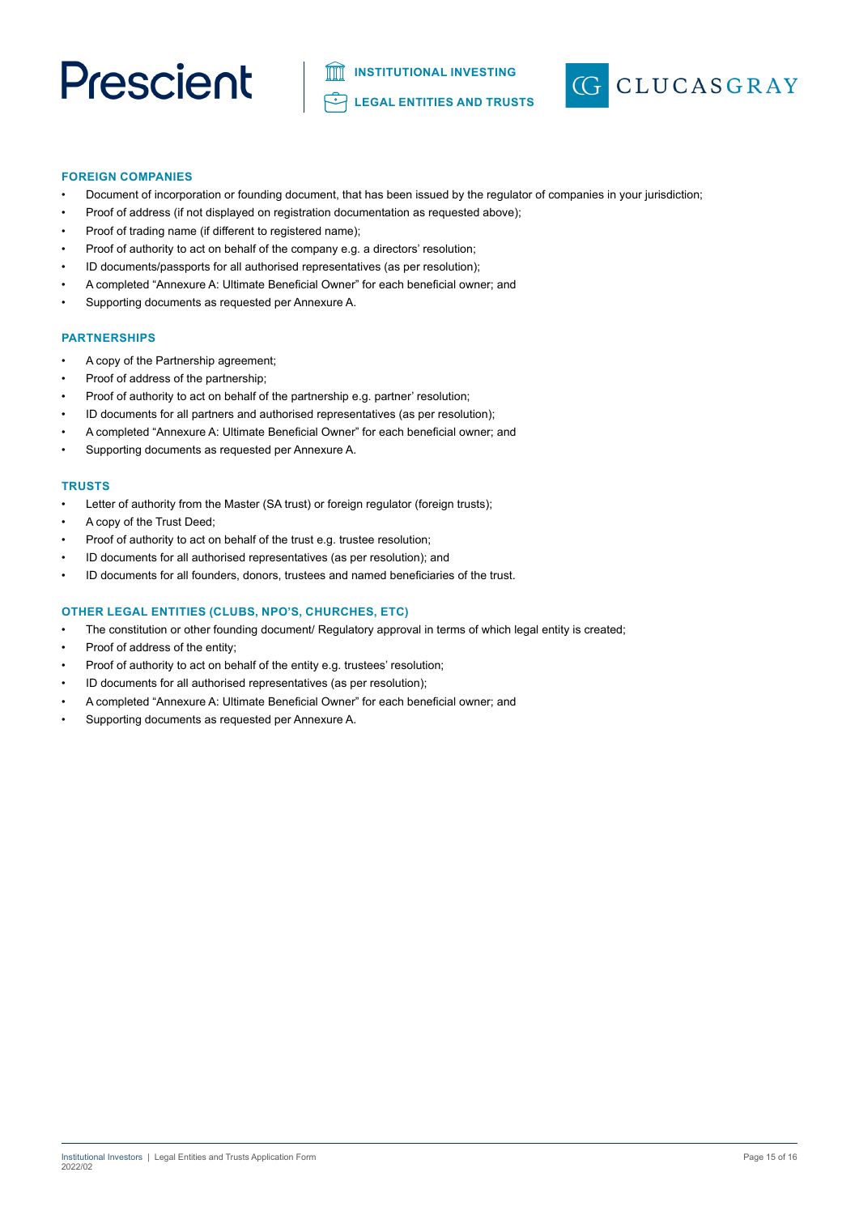## FOREIGN COMPANIES

- Document of incorporation or founding document, that has been issued by the regulator of companies in your jurisdiction;
- Proof of address (if not displayed on registration documentation as requested above);
- Proof of trading name (if different to registered name);
- Proof of authority to act on behalf of the company e.g. a directors' resolution;
- ID documents/passports for all authorised representatives (as per resolution);
- A completed "Annexure A: Ultimate Beneficial Owner" for each beneficial owner; and
- Supporting documents as requested per Annexure A.

## PARTNERSHIPS

- A copy of the Partnership agreement;
- Proof of address of the partnership;
- Proof of authority to act on behalf of the partnership e.g. partner' resolution;
- ID documents for all partners and authorised representatives (as per resolution);
- A completed "Annexure A: Ultimate Beneficial Owner" for each beneficial owner; and
- Supporting documents as requested per Annexure A.

## TRUSTS

- Letter of authority from the Master (SA trust) or foreign regulator (foreign trusts);
- A copy of the Trust Deed;
- Proof of authority to act on behalf of the trust e.g. trustee resolution;
- ID documents for all authorised representatives (as per resolution); and
- ID documents for all founders, donors, trustees and named beneficiaries of the trust.

## OTHER LEGAL ENTITIES (CLUBS, NPO'S, CHURCHES, ETC)

- The constitution or other founding document/ Regulatory approval in terms of which legal entity is created;
- Proof of address of the entity;
- Proof of authority to act on behalf of the entity e.g. trustees' resolution;
- ID documents for all authorised representatives (as per resolution);
- A completed "Annexure A: Ultimate Beneficial Owner" for each beneficial owner; and
- Supporting documents as requested per Annexure A.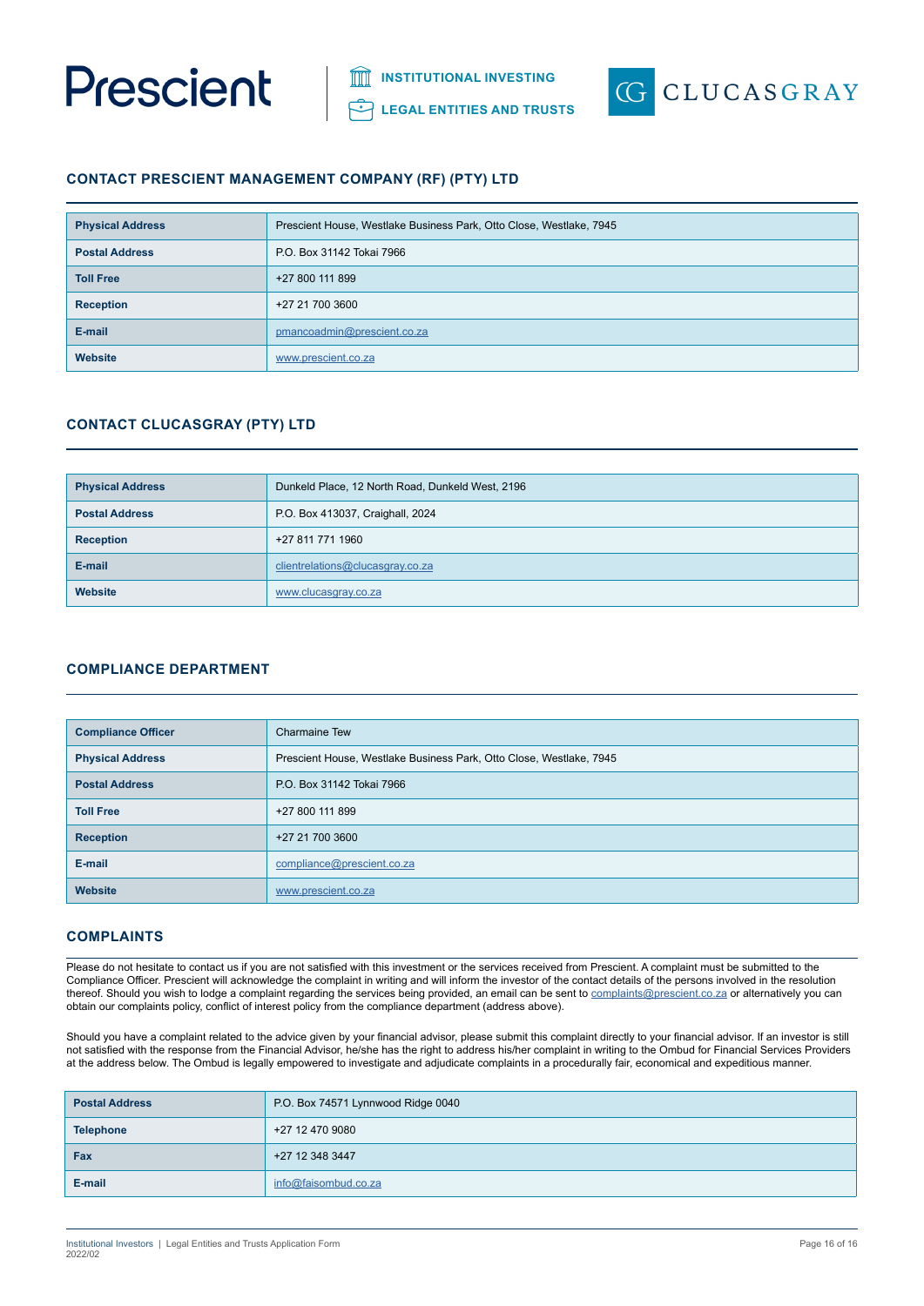## CONTACT PRESCIENT MANAGEMENT COMPANY (RF) (PTY) LTD

| | |
|---|---|
| **Physical Address** | Prescient House, Westlake Business Park, Otto Close, Westlake, 7945 |
| **Postal Address** | P.O. Box 31142 Tokai 7966 |
| **Toll Free** | +27 800 111 899 |
| **Reception** | +27 21 700 3600 |
| **E-mail** | pmancoadmin@prescient.co.za |
| **Website** | www.prescient.co.za |

## CONTACT CLUCASGRAY (PTY) LTD

| | |
|---|---|
| **Physical Address** | Dunkeld Place, 12 North Road, Dunkeld West, 2196 |
| **Postal Address** | P.O. Box 413037, Craighall, 2024 |
| **Reception** | +27 811 771 1960 |
| **E-mail** | clientrelations@clucasgray.co.za |
| **Website** | www.clucasgray.co.za |

## COMPLIANCE DEPARTMENT

| | |
|---|---|
| **Compliance Officer** | Charmaine Tew |
| **Physical Address** | Prescient House, Westlake Business Park, Otto Close, Westlake, 7945 |
| **Postal Address** | P.O. Box 31142 Tokai 7966 |
| **Toll Free** | +27 800 111 899 |
| **Reception** | +27 21 700 3600 |
| **E-mail** | compliance@prescient.co.za |
| **Website** | www.prescient.co.za |

## COMPLAINTS

Please do not hesitate to contact us if you are not satisfied with this investment or the services received from Prescient. A complaint must be submitted to the Compliance Officer. Prescient will acknowledge the complaint in writing and will inform the investor of the contact details of the persons involved in the resolution thereof. Should you wish to lodge a complaint regarding the services being provided, an email can be sent to complaints@prescient.co.za or alternatively you can obtain our complaints policy, conflict of interest policy from the compliance department (address above).

Should you have a complaint related to the advice given by your financial advisor, please submit this complaint directly to your financial advisor. If an investor is still not satisfied with the response from the Financial Advisor, he/she has the right to address his/her complaint in writing to the Ombud for Financial Services Providers at the address below. The Ombud is legally empowered to investigate and adjudicate complaints in a procedurally fair, economical and expeditious manner.

| | |
|---|---|
| **Postal Address** | P.O. Box 74571 Lynnwood Ridge 0040 |
| **Telephone** | +27 12 470 9080 |
| **Fax** | +27 12 348 3447 |
| **E-mail** | info@faisombud.co.za |